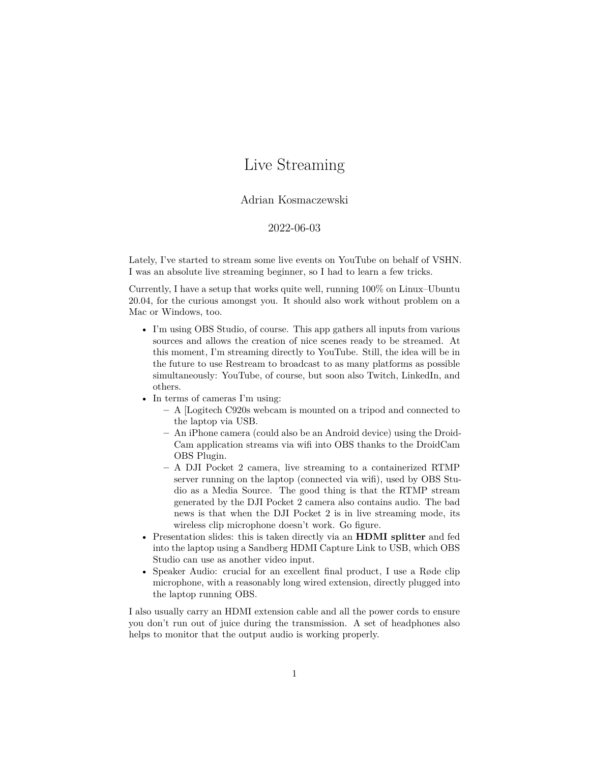# Live Streaming

Adrian Kosmaczewski

2022-06-03

Lately, I've started to stream some live events on YouTube on behalf of VSHN. I was an absolute live streaming beginner, so I had to learn a few tricks.

Currently, I have a setup that works quite well, running 100% on Linux–Ubuntu 20.04, for the curious amongst you. It should also work without problem on a Mac or Windows, too.

- I'm using OBS Studio, of course. This app gathers all inputs from various sources and allows the creation of nice scenes ready to be streamed. At this moment, I'm streaming directly to YouTube. Still, the idea will be in the future to use Restream to broadcast to as many platforms as possible simultaneously: YouTube, of course, but soon also Twitch, LinkedIn, and others.
- In terms of cameras I'm using:
  - A [Logitech C920s webcam is mounted on a tripod and connected to the laptop via USB.
  - An iPhone camera (could also be an Android device) using the DroidCam application streams via wifi into OBS thanks to the DroidCam OBS Plugin.
  - A DJI Pocket 2 camera, live streaming to a containerized RTMP server running on the laptop (connected via wifi), used by OBS Studio as a Media Source. The good thing is that the RTMP stream generated by the DJI Pocket 2 camera also contains audio. The bad news is that when the DJI Pocket 2 is in live streaming mode, its wireless clip microphone doesn't work. Go figure.
- Presentation slides: this is taken directly via an **HDMI splitter** and fed into the laptop using a Sandberg HDMI Capture Link to USB, which OBS Studio can use as another video input.
- Speaker Audio: crucial for an excellent final product, I use a Røde clip microphone, with a reasonably long wired extension, directly plugged into the laptop running OBS.

I also usually carry an HDMI extension cable and all the power cords to ensure you don't run out of juice during the transmission. A set of headphones also helps to monitor that the output audio is working properly.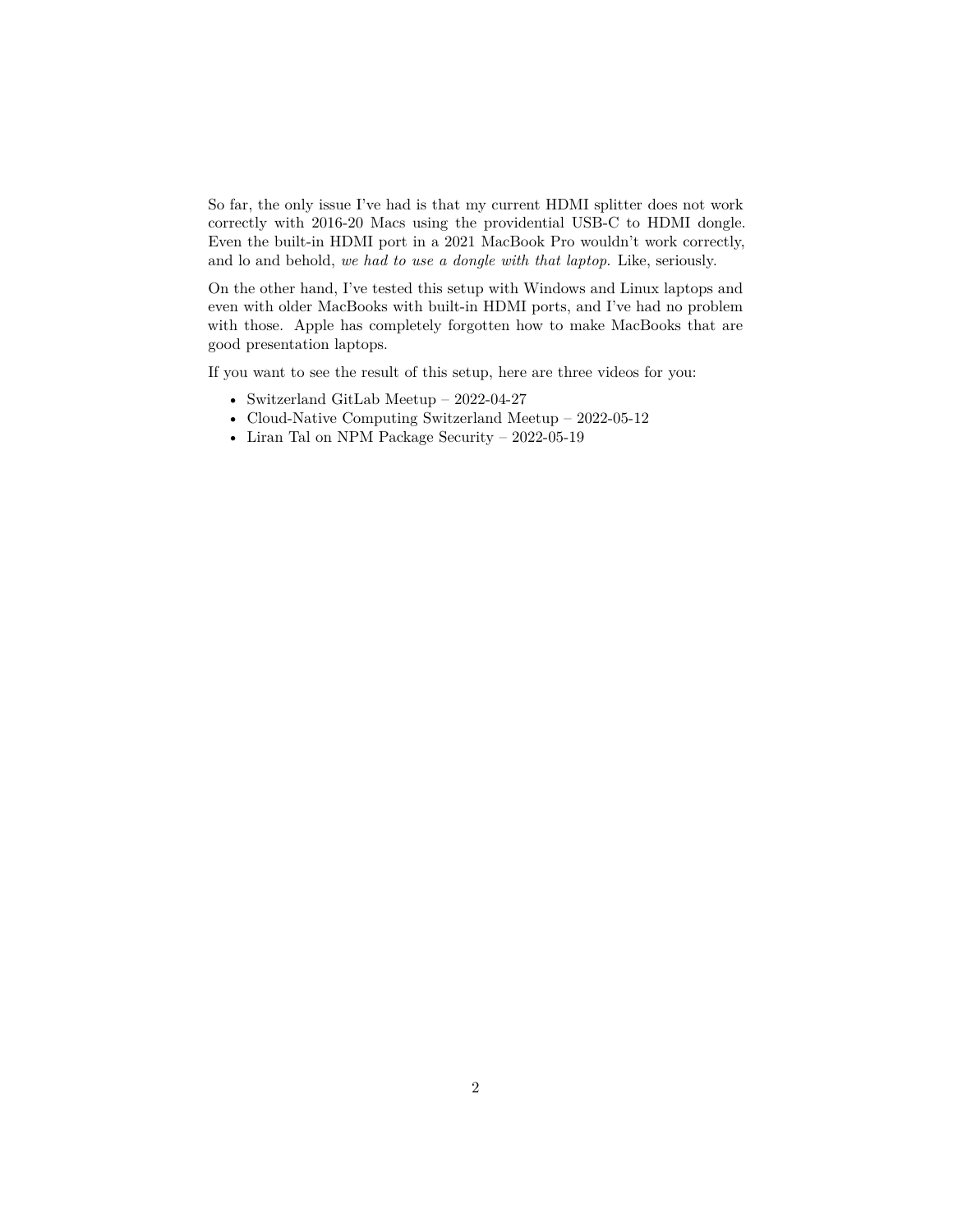So far, the only issue I've had is that my current HDMI splitter does not work correctly with 2016-20 Macs using the providential USB-C to HDMI dongle. Even the built-in HDMI port in a 2021 MacBook Pro wouldn't work correctly, and lo and behold, *we had to use a dongle with that laptop.* Like, seriously.

On the other hand, I've tested this setup with Windows and Linux laptops and even with older MacBooks with built-in HDMI ports, and I've had no problem with those. Apple has completely forgotten how to make MacBooks that are good presentation laptops.

If you want to see the result of this setup, here are three videos for you:

- Switzerland GitLab Meetup – 2022-04-27
- Cloud-Native Computing Switzerland Meetup – 2022-05-12
- Liran Tal on NPM Package Security – 2022-05-19